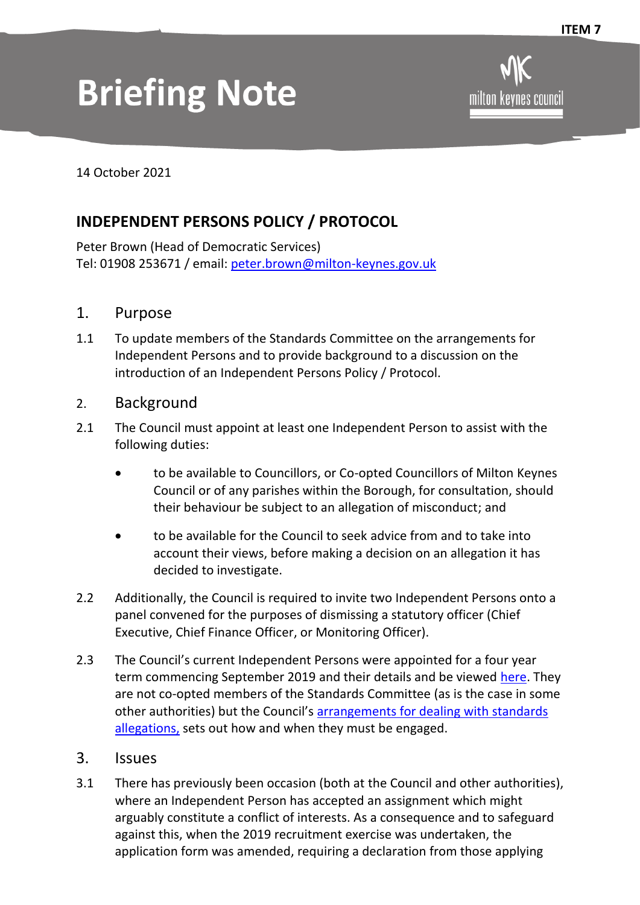ITEM 7

# Briefing Note

14 October 2021

## INDEPENDENT PERSONS POLICY / PROTOCOL

Peter Brown (Head of Democratic Services)
Tel: 01908 253671 / email: [peter.brown@milton-keynes.gov.uk](mailto:peter.brown@milton-keynes.gov.uk)

### 1. Purpose

1.1 To update members of the Standards Committee on the arrangements for Independent Persons and to provide background to a discussion on the introduction of an Independent Persons Policy / Protocol.

### 2. Background

2.1 The Council must appoint at least one Independent Person to assist with the following duties:

- to be available to Councillors, or Co-opted Councillors of Milton Keynes Council or of any parishes within the Borough, for consultation, should their behaviour be subject to an allegation of misconduct; and
- to be available for the Council to seek advice from and to take into account their views, before making a decision on an allegation it has decided to investigate.

2.2 Additionally, the Council is required to invite two Independent Persons onto a panel convened for the purposes of dismissing a statutory officer (Chief Executive, Chief Finance Officer, or Monitoring Officer).

2.3 The Council's current Independent Persons were appointed for a four year term commencing September 2019 and their details and be viewed here. They are not co-opted members of the Standards Committee (as is the case in some other authorities) but the Council's arrangements for dealing with standards allegations, sets out how and when they must be engaged.

### 3. Issues

3.1 There has previously been occasion (both at the Council and other authorities), where an Independent Person has accepted an assignment which might arguably constitute a conflict of interests. As a consequence and to safeguard against this, when the 2019 recruitment exercise was undertaken, the application form was amended, requiring a declaration from those applying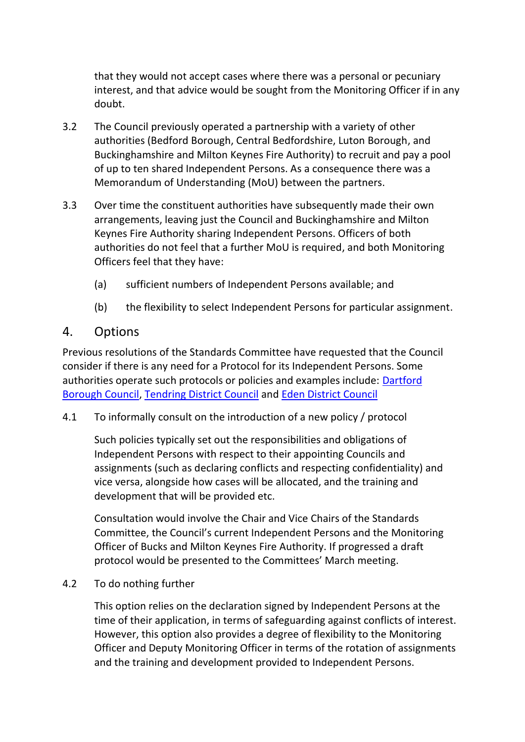that they would not accept cases where there was a personal or pecuniary interest, and that advice would be sought from the Monitoring Officer if in any doubt.

3.2 The Council previously operated a partnership with a variety of other authorities (Bedford Borough, Central Bedfordshire, Luton Borough, and Buckinghamshire and Milton Keynes Fire Authority) to recruit and pay a pool of up to ten shared Independent Persons. As a consequence there was a Memorandum of Understanding (MoU) between the partners.

3.3 Over time the constituent authorities have subsequently made their own arrangements, leaving just the Council and Buckinghamshire and Milton Keynes Fire Authority sharing Independent Persons. Officers of both authorities do not feel that a further MoU is required, and both Monitoring Officers feel that they have:

(a) sufficient numbers of Independent Persons available; and

(b) the flexibility to select Independent Persons for particular assignment.

## 4. Options

Previous resolutions of the Standards Committee have requested that the Council consider if there is any need for a Protocol for its Independent Persons. Some authorities operate such protocols or policies and examples include: Dartford Borough Council, Tendring District Council and Eden District Council

4.1 To informally consult on the introduction of a new policy / protocol

Such policies typically set out the responsibilities and obligations of Independent Persons with respect to their appointing Councils and assignments (such as declaring conflicts and respecting confidentiality) and vice versa, alongside how cases will be allocated, and the training and development that will be provided etc.

Consultation would involve the Chair and Vice Chairs of the Standards Committee, the Council's current Independent Persons and the Monitoring Officer of Bucks and Milton Keynes Fire Authority. If progressed a draft protocol would be presented to the Committees' March meeting.

4.2 To do nothing further

This option relies on the declaration signed by Independent Persons at the time of their application, in terms of safeguarding against conflicts of interest. However, this option also provides a degree of flexibility to the Monitoring Officer and Deputy Monitoring Officer in terms of the rotation of assignments and the training and development provided to Independent Persons.